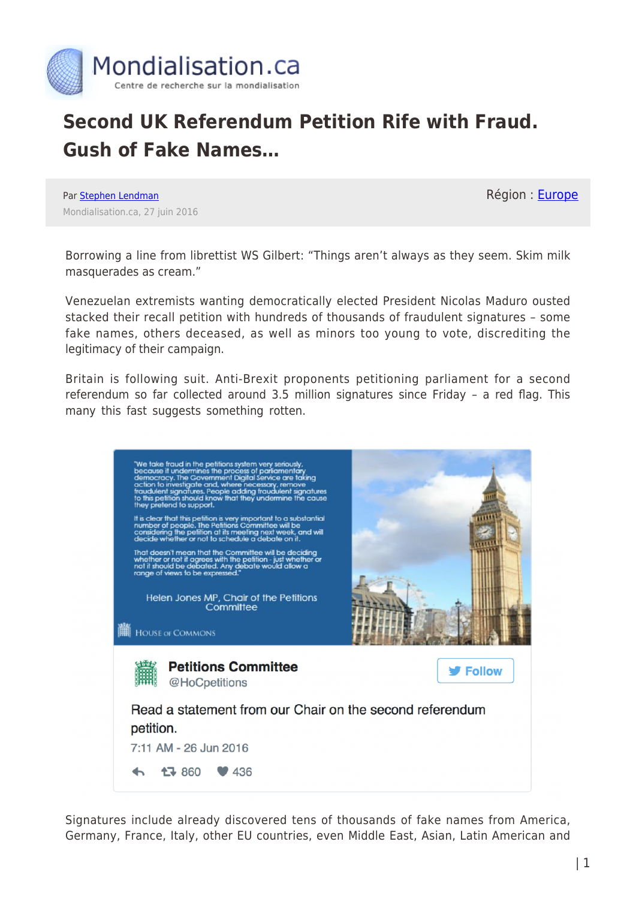# Second UK Referendum Petition Rife with Fraud. Gush of Fake Names…

Par Stephen Lendman

Mondialisation.ca, 27 juin 2016

Région : Europe

Borrowing a line from librettist WS Gilbert: "Things aren't always as they seem. Skim milk masquerades as cream."

Venezuelan extremists wanting democratically elected President Nicolas Maduro ousted stacked their recall petition with hundreds of thousands of fraudulent signatures – some fake names, others deceased, as well as minors too young to vote, discrediting the legitimacy of their campaign.

Britain is following suit. Anti-Brexit proponents petitioning parliament for a second referendum so far collected around 3.5 million signatures since Friday – a red flag. This many this fast suggests something rotten.

"We take fraud in the petitions system very seriously, because it undermines the process of parliamentary democracy. The Government Digital Service are taking action to investigate and, where necessary, remove fraudulent signatures. People adding fraudulent signatures to this petition should know that they undermine the cause they pretend to support.

It is clear that this petition is very important to a substantial number of people. The Petitions Committee will be considering the petition at its meeting next week, and will decide whether or not to schedule a debate on it.

That doesn't mean that the Committee will be deciding whether or not it agrees with the petition - just whether or not it should be debated. Any debate would allow a range of views to be expressed."

Helen Jones MP, Chair of the Petitions Committee

House of Commons

**Petitions Committee** @HoCpetitions

Read a statement from our Chair on the second referendum petition.

7:11 AM - 26 Jun 2016

860 436

Signatures include already discovered tens of thousands of fake names from America, Germany, France, Italy, other EU countries, even Middle East, Asian, Latin American and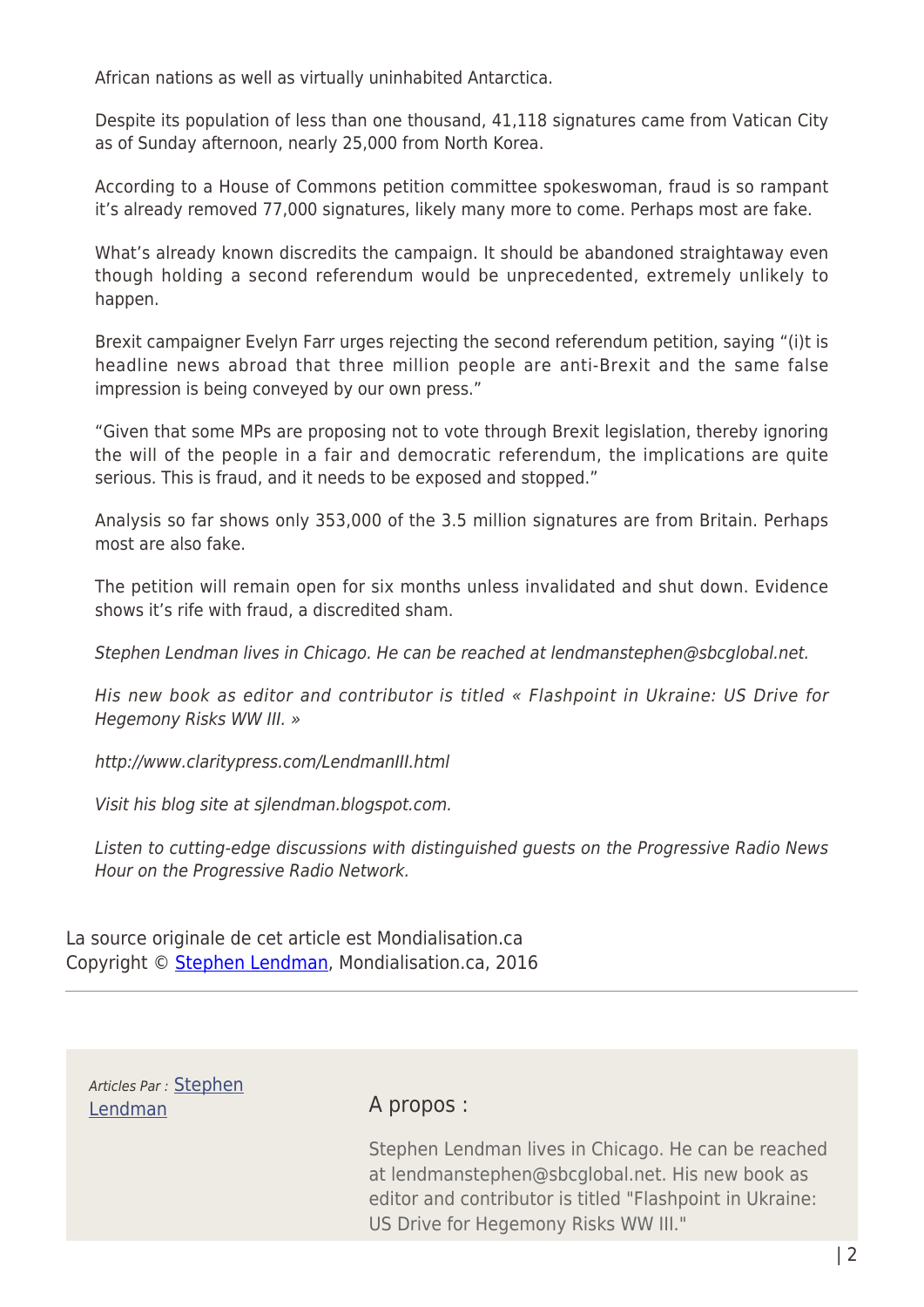African nations as well as virtually uninhabited Antarctica.

Despite its population of less than one thousand, 41,118 signatures came from Vatican City as of Sunday afternoon, nearly 25,000 from North Korea.

According to a House of Commons petition committee spokeswoman, fraud is so rampant it's already removed 77,000 signatures, likely many more to come. Perhaps most are fake.

What's already known discredits the campaign. It should be abandoned straightaway even though holding a second referendum would be unprecedented, extremely unlikely to happen.

Brexit campaigner Evelyn Farr urges rejecting the second referendum petition, saying "(i)t is headline news abroad that three million people are anti-Brexit and the same false impression is being conveyed by our own press."

"Given that some MPs are proposing not to vote through Brexit legislation, thereby ignoring the will of the people in a fair and democratic referendum, the implications are quite serious. This is fraud, and it needs to be exposed and stopped."

Analysis so far shows only 353,000 of the 3.5 million signatures are from Britain. Perhaps most are also fake.

The petition will remain open for six months unless invalidated and shut down. Evidence shows it's rife with fraud, a discredited sham.

*Stephen Lendman lives in Chicago. He can be reached at lendmanstephen@sbcglobal.net.*

*His new book as editor and contributor is titled « Flashpoint in Ukraine: US Drive for Hegemony Risks WW III. »*

*http://www.claritypress.com/LendmanIII.html*

*Visit his blog site at sjlendman.blogspot.com.*

*Listen to cutting-edge discussions with distinguished guests on the Progressive Radio News Hour on the Progressive Radio Network.*

La source originale de cet article est Mondialisation.ca
Copyright © Stephen Lendman, Mondialisation.ca, 2016

---

*Articles Par :* Stephen Lendman

A propos :

Stephen Lendman lives in Chicago. He can be reached at lendmanstephen@sbcglobal.net. His new book as editor and contributor is titled "Flashpoint in Ukraine: US Drive for Hegemony Risks WW III."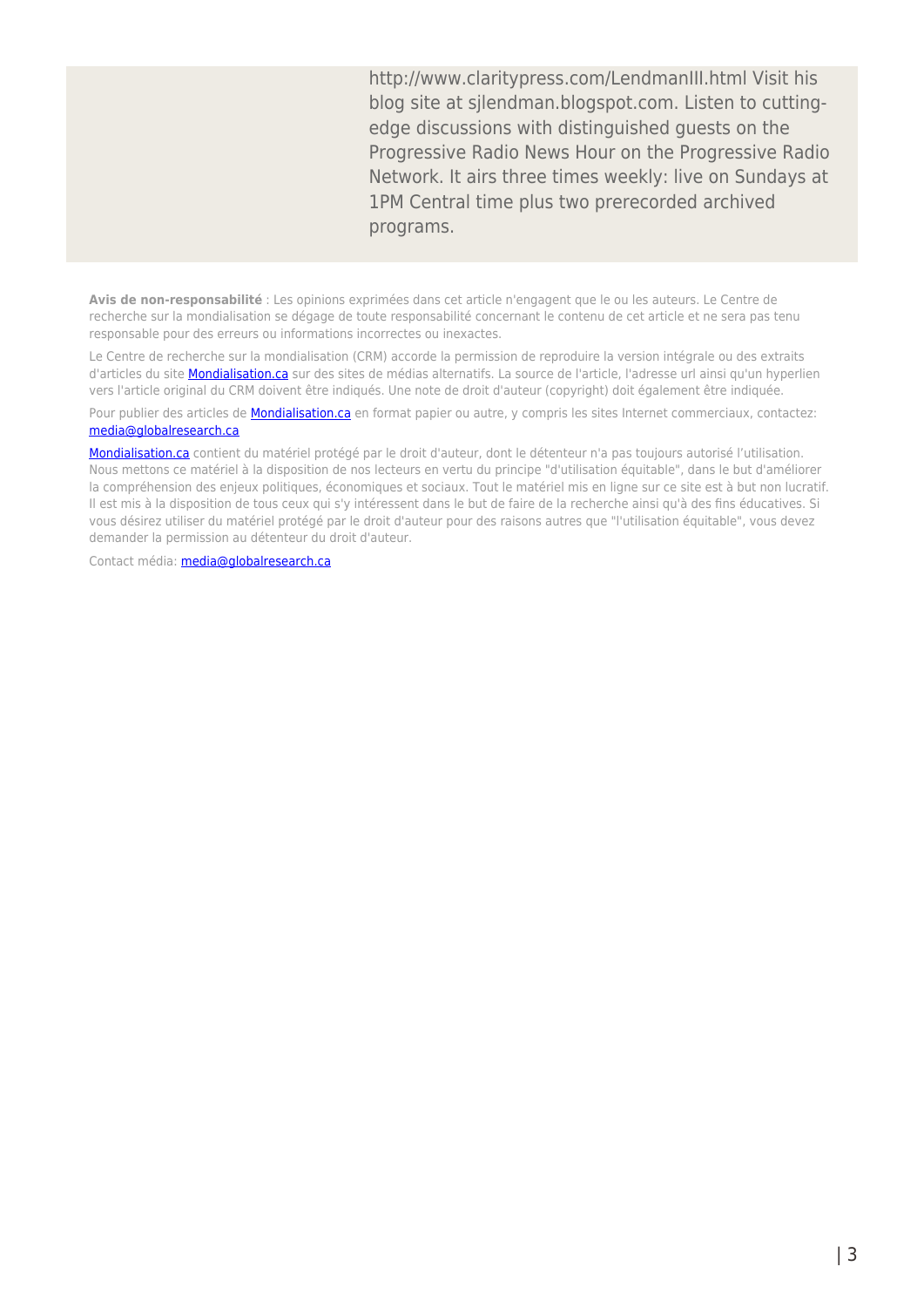http://www.claritypress.com/LendmanIII.html Visit his blog site at sjlendman.blogspot.com. Listen to cutting-edge discussions with distinguished guests on the Progressive Radio News Hour on the Progressive Radio Network. It airs three times weekly: live on Sundays at 1PM Central time plus two prerecorded archived programs.

**Avis de non-responsabilité** : Les opinions exprimées dans cet article n'engagent que le ou les auteurs. Le Centre de recherche sur la mondialisation se dégage de toute responsabilité concernant le contenu de cet article et ne sera pas tenu responsable pour des erreurs ou informations incorrectes ou inexactes.

Le Centre de recherche sur la mondialisation (CRM) accorde la permission de reproduire la version intégrale ou des extraits d'articles du site [Mondialisation.ca](Mondialisation.ca) sur des sites de médias alternatifs. La source de l'article, l'adresse url ainsi qu'un hyperlien vers l'article original du CRM doivent être indiqués. Une note de droit d'auteur (copyright) doit également être indiquée.

Pour publier des articles de [Mondialisation.ca](Mondialisation.ca) en format papier ou autre, y compris les sites Internet commerciaux, contactez: media@globalresearch.ca

[Mondialisation.ca](Mondialisation.ca) contient du matériel protégé par le droit d'auteur, dont le détenteur n'a pas toujours autorisé l'utilisation. Nous mettons ce matériel à la disposition de nos lecteurs en vertu du principe "d'utilisation équitable", dans le but d'améliorer la compréhension des enjeux politiques, économiques et sociaux. Tout le matériel mis en ligne sur ce site est à but non lucratif. Il est mis à la disposition de tous ceux qui s'y intéressent dans le but de faire de la recherche ainsi qu'à des fins éducatives. Si vous désirez utiliser du matériel protégé par le droit d'auteur pour des raisons autres que "l'utilisation équitable", vous devez demander la permission au détenteur du droit d'auteur.

Contact média: media@globalresearch.ca